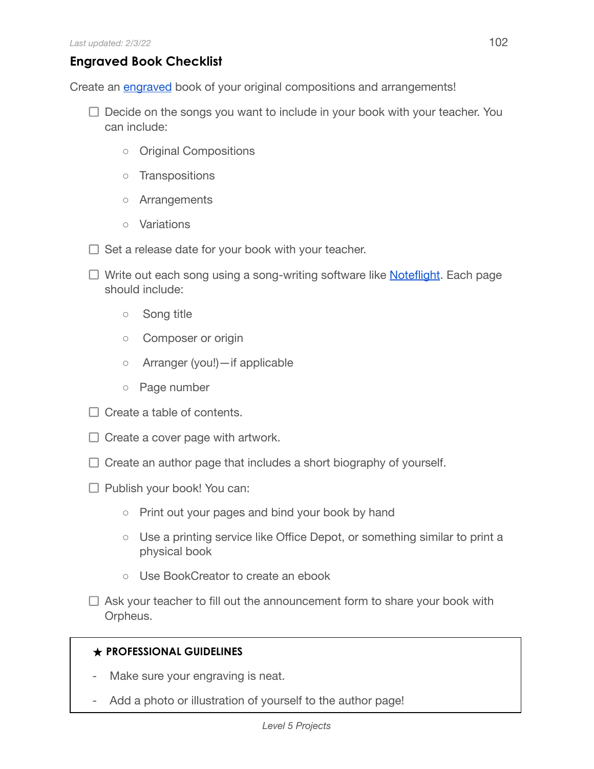*Last updated: 2/3/22*

## Engraved Book Checklist

Create an [engraved](engraved) book of your original compositions and arrangements!

- [ ] Decide on the songs you want to include in your book with your teacher. You can include:
    - Original Compositions
    - Transpositions
    - Arrangements
    - Variations
- [ ] Set a release date for your book with your teacher.
- [ ] Write out each song using a song-writing software like [Noteflight](Noteflight). Each page should include:
    - Song title
    - Composer or origin
    - Arranger (you!)—if applicable
    - Page number
- [ ] Create a table of contents.
- [ ] Create a cover page with artwork.
- [ ] Create an author page that includes a short biography of yourself.
- [ ] Publish your book! You can:
    - Print out your pages and bind your book by hand
    - Use a printing service like Office Depot, or something similar to print a physical book
    - Use BookCreator to create an ebook
- [ ] Ask your teacher to fill out the announcement form to share your book with Orpheus.

> ★ **PROFESSIONAL GUIDELINES**
>
> - Make sure your engraving is neat.
> - Add a photo or illustration of yourself to the author page!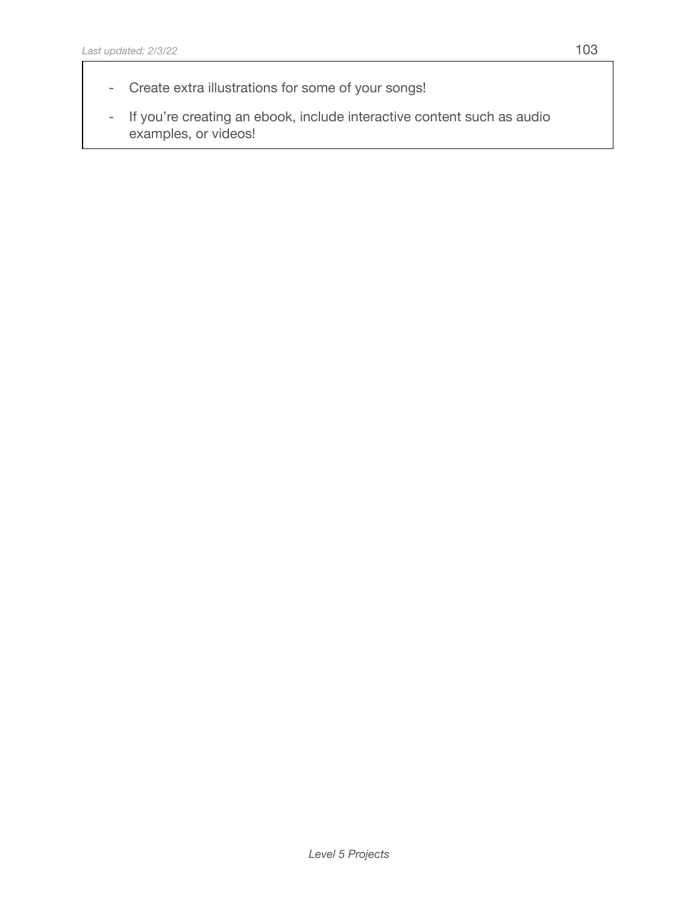- Create extra illustrations for some of your songs!
- If you're creating an ebook, include interactive content such as audio examples, or videos!